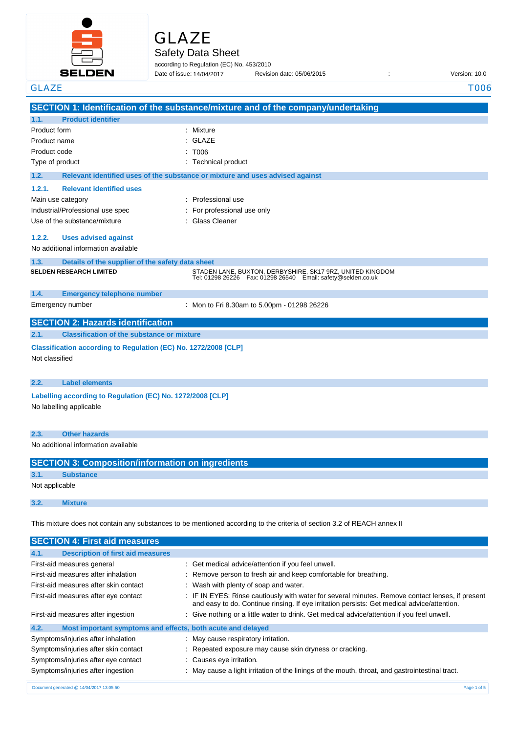# GLAZE

## Safety Data Sheet

according to Regulation (EC) No. 453/2010

Date of issue: 14/04/2017 Revision date: 05/06/2015 : Version: 10.0

## SECTION 1: Identification of the substance/mixture and of the company/undertaking

### 1.1. Product identifier

| | |
|---|---|
| Product form | : Mixture |
| Product name | : GLAZE |
| Product code | : T006 |
| Type of product | : Technical product |

### 1.2. Relevant identified uses of the substance or mixture and uses advised against

#### 1.2.1. Relevant identified uses

| | |
|---|---|
| Main use category | : Professional use |
| Industrial/Professional use spec | : For professional use only |
| Use of the substance/mixture | : Glass Cleaner |

#### 1.2.2. Uses advised against

No additional information available

### 1.3. Details of the supplier of the safety data sheet

**SELDEN RESEARCH LIMITED**

STADEN LANE, BUXTON, DERBYSHIRE, SK17 9RZ, UNITED KINGDOM
Tel: 01298 26226 Fax: 01298 26540 Email: safety@selden.co.uk

### 1.4. Emergency telephone number

| | |
|---|---|
| Emergency number | : Mon to Fri 8.30am to 5.00pm - 01298 26226 |

## SECTION 2: Hazards identification

### 2.1. Classification of the substance or mixture

**Classification according to Regulation (EC) No. 1272/2008 [CLP]**

Not classified

### 2.2. Label elements

**Labelling according to Regulation (EC) No. 1272/2008 [CLP]**

No labelling applicable

### 2.3. Other hazards

No additional information available

## SECTION 3: Composition/information on ingredients

### 3.1. Substance

Not applicable

### 3.2. Mixture

This mixture does not contain any substances to be mentioned according to the criteria of section 3.2 of REACH annex II

## SECTION 4: First aid measures

### 4.1. Description of first aid measures

| | |
|---|---|
| First-aid measures general | : Get medical advice/attention if you feel unwell. |
| First-aid measures after inhalation | : Remove person to fresh air and keep comfortable for breathing. |
| First-aid measures after skin contact | : Wash with plenty of soap and water. |
| First-aid measures after eye contact | : IF IN EYES: Rinse cautiously with water for several minutes. Remove contact lenses, if present and easy to do. Continue rinsing. If eye irritation persists: Get medical advice/attention. |
| First-aid measures after ingestion | : Give nothing or a little water to drink. Get medical advice/attention if you feel unwell. |

### 4.2. Most important symptoms and effects, both acute and delayed

| | |
|---|---|
| Symptoms/injuries after inhalation | : May cause respiratory irritation. |
| Symptoms/injuries after skin contact | : Repeated exposure may cause skin dryness or cracking. |
| Symptoms/injuries after eye contact | : Causes eye irritation. |
| Symptoms/injuries after ingestion | : May cause a light irritation of the linings of the mouth, throat, and gastrointestinal tract. |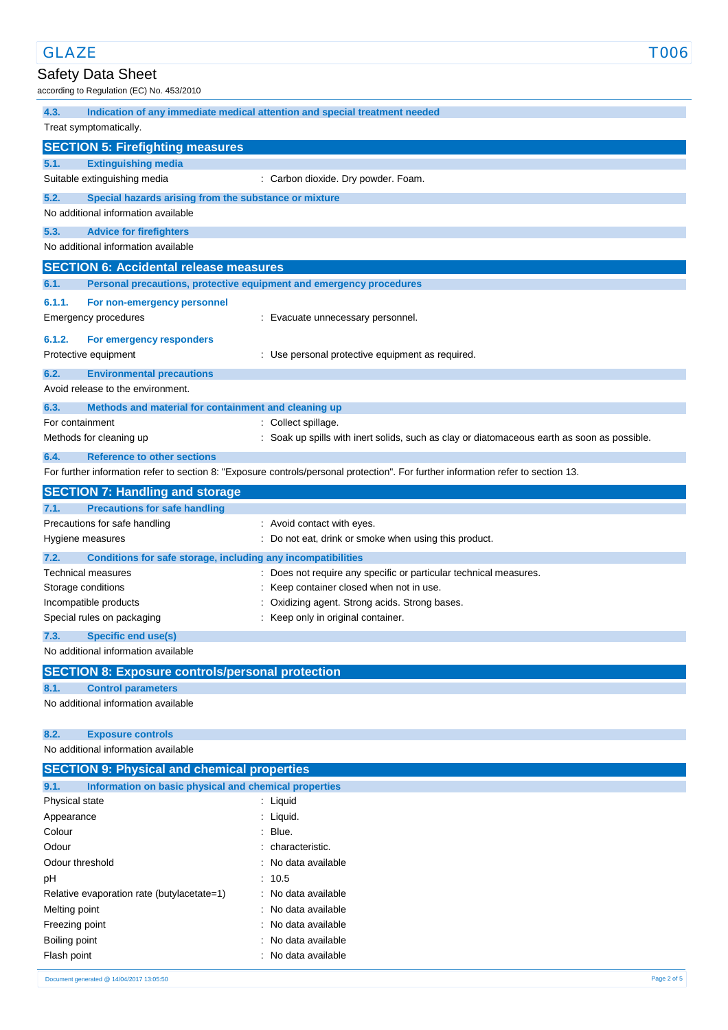### 4.3. Indication of any immediate medical attention and special treatment needed

Treat symptomatically.

## SECTION 5: Firefighting measures

### 5.1. Extinguishing media

Suitable extinguishing media : Carbon dioxide. Dry powder. Foam.

### 5.2. Special hazards arising from the substance or mixture

No additional information available

### 5.3. Advice for firefighters

No additional information available

## SECTION 6: Accidental release measures

### 6.1. Personal precautions, protective equipment and emergency procedures

#### 6.1.1. For non-emergency personnel

Emergency procedures : Evacuate unnecessary personnel.

#### 6.1.2. For emergency responders

Protective equipment : Use personal protective equipment as required.

### 6.2. Environmental precautions

Avoid release to the environment.

### 6.3. Methods and material for containment and cleaning up

For containment : Collect spillage.

Methods for cleaning up : Soak up spills with inert solids, such as clay or diatomaceous earth as soon as possible.

### 6.4. Reference to other sections

For further information refer to section 8: "Exposure controls/personal protection". For further information refer to section 13.

## SECTION 7: Handling and storage

### 7.1. Precautions for safe handling

Precautions for safe handling : Avoid contact with eyes.

Hygiene measures : Do not eat, drink or smoke when using this product.

### 7.2. Conditions for safe storage, including any incompatibilities

Technical measures : Does not require any specific or particular technical measures.

Storage conditions : Keep container closed when not in use.

Incompatible products : Oxidizing agent. Strong acids. Strong bases.

Special rules on packaging : Keep only in original container.

### 7.3. Specific end use(s)

No additional information available

## SECTION 8: Exposure controls/personal protection

### 8.1. Control parameters

No additional information available

### 8.2. Exposure controls

No additional information available

## SECTION 9: Physical and chemical properties

### 9.1. Information on basic physical and chemical properties

Physical state : Liquid

Appearance : Liquid.

Colour : Blue.

Odour : characteristic.

Odour threshold : No data available

pH : 10.5

Relative evaporation rate (butylacetate=1) : No data available

Melting point : No data available

Freezing point : No data available

Boiling point : No data available

Flash point : No data available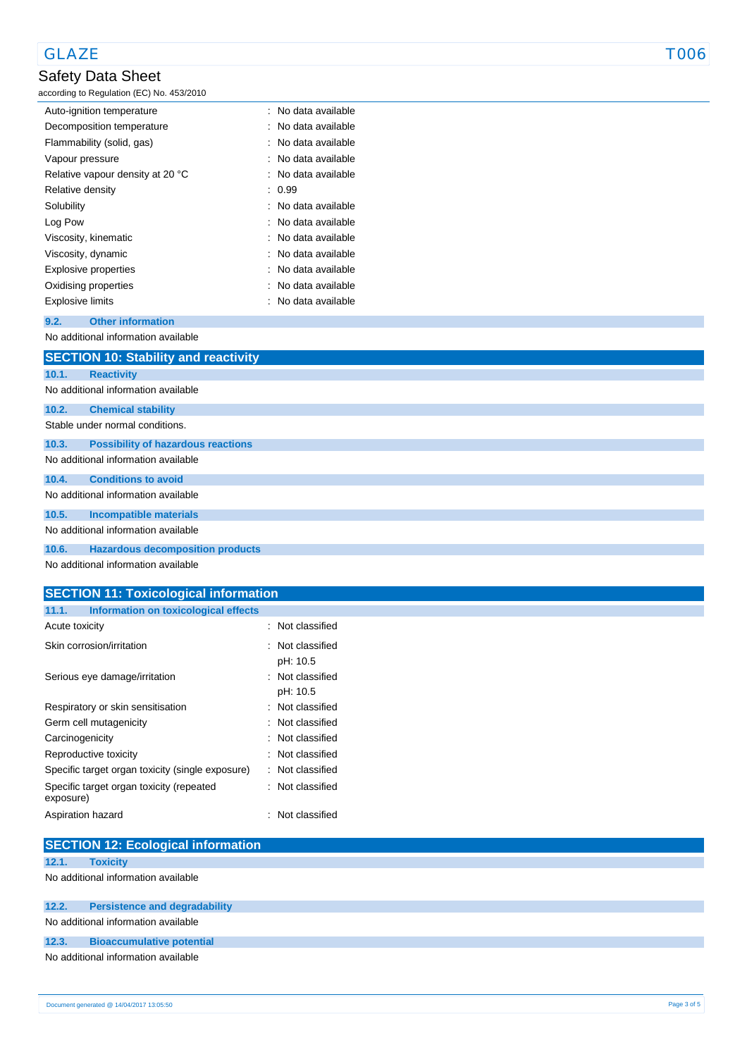| | |
|---|---|
| Auto-ignition temperature | : No data available |
| Decomposition temperature | : No data available |
| Flammability (solid, gas) | : No data available |
| Vapour pressure | : No data available |
| Relative vapour density at 20 °C | : No data available |
| Relative density | : 0.99 |
| Solubility | : No data available |
| Log Pow | : No data available |
| Viscosity, kinematic | : No data available |
| Viscosity, dynamic | : No data available |
| Explosive properties | : No data available |
| Oxidising properties | : No data available |
| Explosive limits | : No data available |

### 9.2. Other information

No additional information available

## SECTION 10: Stability and reactivity

### 10.1. Reactivity

No additional information available

### 10.2. Chemical stability

Stable under normal conditions.

### 10.3. Possibility of hazardous reactions

No additional information available

### 10.4. Conditions to avoid

No additional information available

### 10.5. Incompatible materials

No additional information available

### 10.6. Hazardous decomposition products

No additional information available

## SECTION 11: Toxicological information

### 11.1. Information on toxicological effects

| | |
|---|---|
| Acute toxicity | : Not classified |
| Skin corrosion/irritation | : Not classified<br>pH: 10.5 |
| Serious eye damage/irritation | : Not classified<br>pH: 10.5 |
| Respiratory or skin sensitisation | : Not classified |
| Germ cell mutagenicity | : Not classified |
| Carcinogenicity | : Not classified |
| Reproductive toxicity | : Not classified |
| Specific target organ toxicity (single exposure) | : Not classified |
| Specific target organ toxicity (repeated exposure) | : Not classified |
| Aspiration hazard | : Not classified |

## SECTION 12: Ecological information

### 12.1. Toxicity

No additional information available

### 12.2. Persistence and degradability

No additional information available

### 12.3. Bioaccumulative potential

No additional information available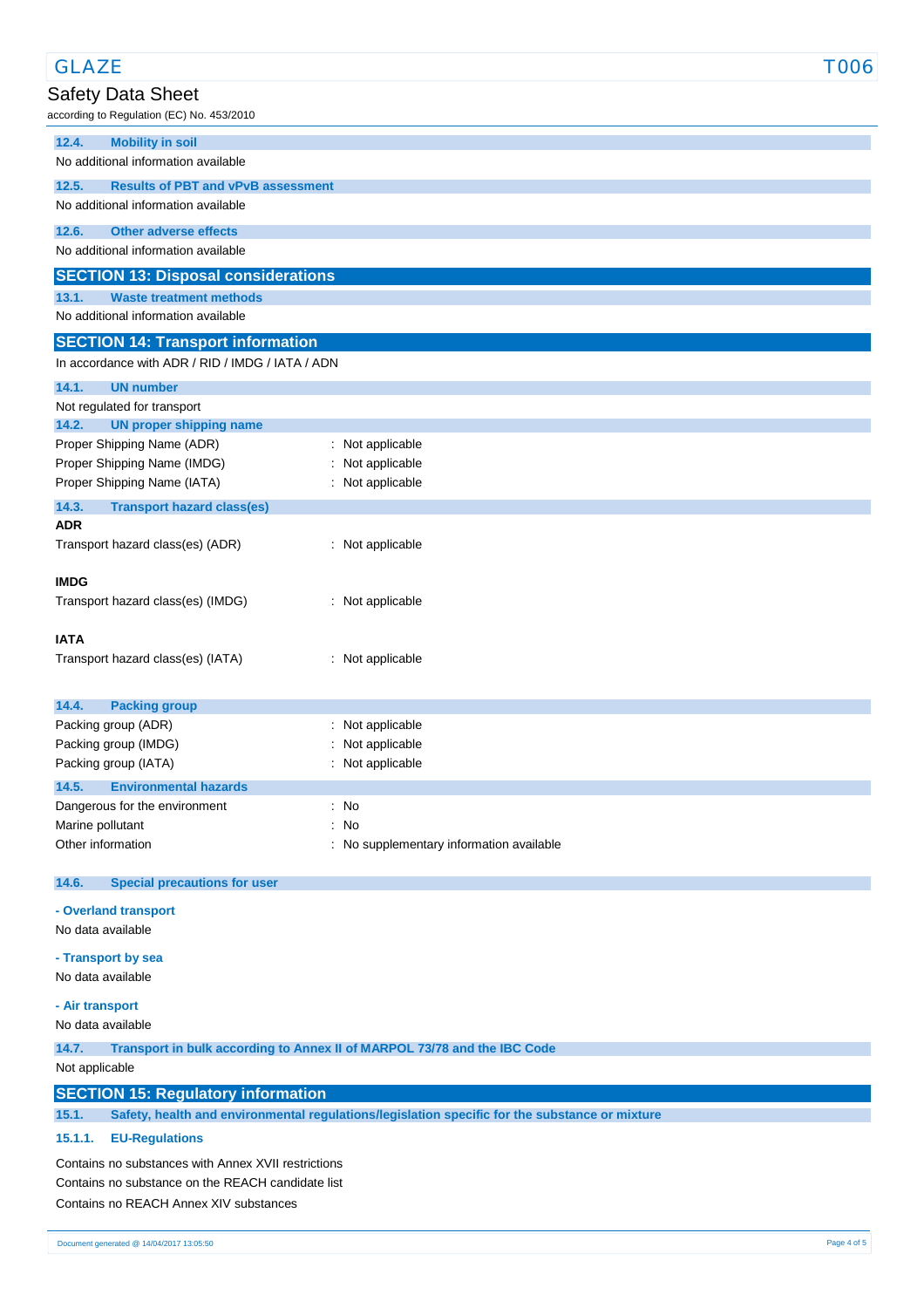#### 12.4. Mobility in soil

No additional information available

#### 12.5. Results of PBT and vPvB assessment

No additional information available

#### 12.6. Other adverse effects

No additional information available

## SECTION 13: Disposal considerations

#### 13.1. Waste treatment methods

No additional information available

## SECTION 14: Transport information

In accordance with ADR / RID / IMDG / IATA / ADN

#### 14.1. UN number

Not regulated for transport

#### 14.2. UN proper shipping name

| | |
|---|---|
| Proper Shipping Name (ADR) | : Not applicable |
| Proper Shipping Name (IMDG) | : Not applicable |
| Proper Shipping Name (IATA) | : Not applicable |

#### 14.3. Transport hazard class(es)

**ADR**

| | |
|---|---|
| Transport hazard class(es) (ADR) | : Not applicable |

**IMDG**

| | |
|---|---|
| Transport hazard class(es) (IMDG) | : Not applicable |

**IATA**

| | |
|---|---|
| Transport hazard class(es) (IATA) | : Not applicable |

#### 14.4. Packing group

| | |
|---|---|
| Packing group (ADR) | : Not applicable |
| Packing group (IMDG) | : Not applicable |
| Packing group (IATA) | : Not applicable |

#### 14.5. Environmental hazards

| | |
|---|---|
| Dangerous for the environment | : No |
| Marine pollutant | : No |
| Other information | : No supplementary information available |

#### 14.6. Special precautions for user

**- Overland transport**

No data available

**- Transport by sea**

No data available

**- Air transport**

No data available

#### 14.7. Transport in bulk according to Annex II of MARPOL 73/78 and the IBC Code

Not applicable

## SECTION 15: Regulatory information

#### 15.1. Safety, health and environmental regulations/legislation specific for the substance or mixture

##### 15.1.1. EU-Regulations

Contains no substances with Annex XVII restrictions

Contains no substance on the REACH candidate list

Contains no REACH Annex XIV substances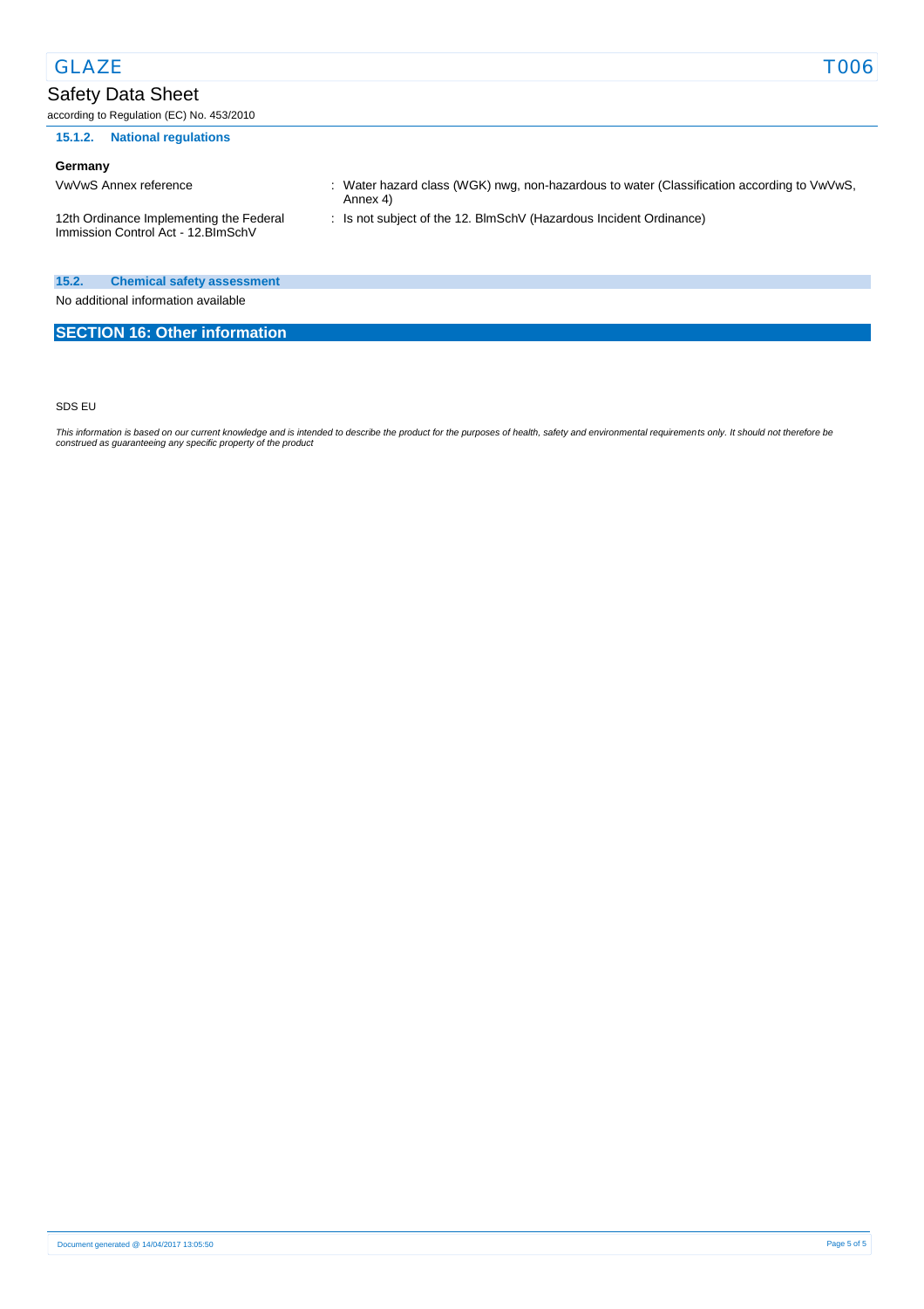#### 15.1.2. National regulations

**Germany**

| | |
|---|---|
| VwVwS Annex reference | : Water hazard class (WGK) nwg, non-hazardous to water (Classification according to VwVwS, Annex 4) |
| 12th Ordinance Implementing the Federal Immission Control Act - 12.BImSchV | : Is not subject of the 12. BlmSchV (Hazardous Incident Ordinance) |

### 15.2. Chemical safety assessment

No additional information available

## SECTION 16: Other information

SDS EU

*This information is based on our current knowledge and is intended to describe the product for the purposes of health, safety and environmental requirements only. It should not therefore be construed as guaranteeing any specific property of the product*